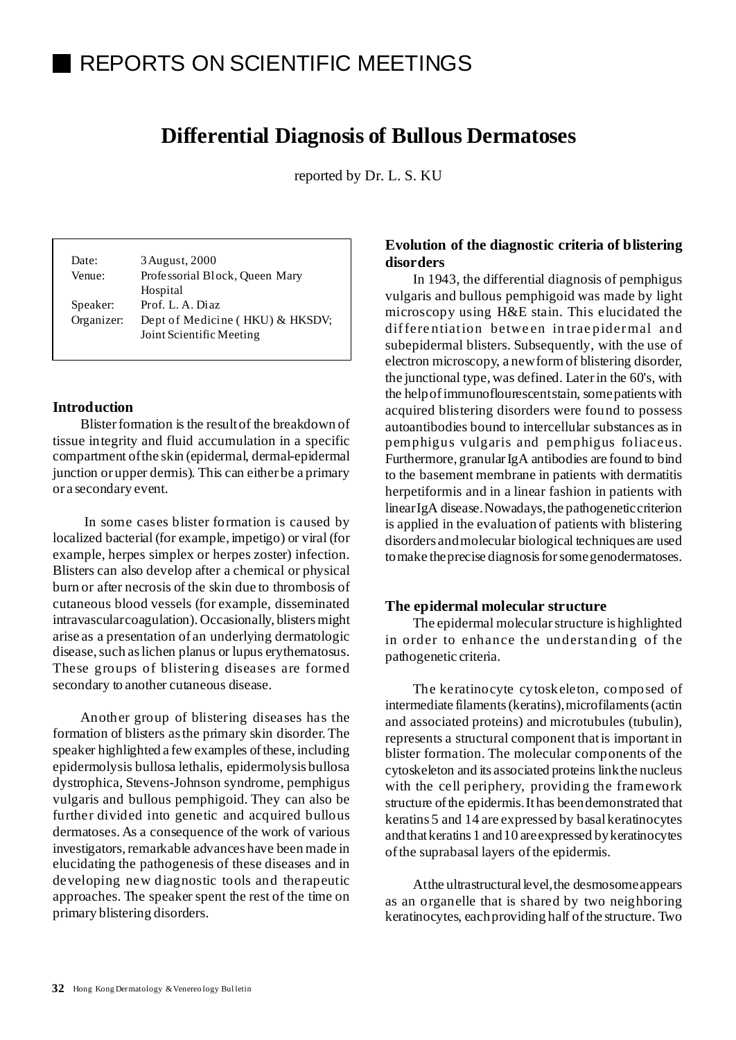# REPORTS ON SCIENTIFIC MEETINGS

## Differential Diagnosis of Bullous Dermatoses

reported by Dr. L. S. KU

Date: 3 August, 2000
Venue: Professorial Block, Queen Mary Hospital
Speaker: Prof. L. A. Diaz
Organizer: Dept of Medicine ( HKU) & HKSDV; Joint Scientific Meeting

### Introduction

Blister formation is the result of the breakdown of tissue integrity and fluid accumulation in a specific compartment of the skin (epidermal, dermal-epidermal junction or upper dermis). This can either be a primary or a secondary event.

In some cases blister formation is caused by localized bacterial (for example, impetigo) or viral (for example, herpes simplex or herpes zoster) infection. Blisters can also develop after a chemical or physical burn or after necrosis of the skin due to thrombosis of cutaneous blood vessels (for example, disseminated intravascular coagulation). Occasionally, blisters might arise as a presentation of an underlying dermatologic disease, such as lichen planus or lupus erythematosus. These groups of blistering diseases are formed secondary to another cutaneous disease.

Another group of blistering diseases has the formation of blisters as the primary skin disorder. The speaker highlighted a few examples of these, including epidermolysis bullosa lethalis, epidermolysis bullosa dystrophica, Stevens-Johnson syndrome, pemphigus vulgaris and bullous pemphigoid. They can also be further divided into genetic and acquired bullous dermatoses. As a consequence of the work of various investigators, remarkable advances have been made in elucidating the pathogenesis of these diseases and in developing new diagnostic tools and therapeutic approaches. The speaker spent the rest of the time on primary blistering disorders.

### Evolution of the diagnostic criteria of blistering disorders

In 1943, the differential diagnosis of pemphigus vulgaris and bullous pemphigoid was made by light microscopy using H&E stain. This elucidated the differentiation between intraepidermal and subepidermal blisters. Subsequently, with the use of electron microscopy, a new form of blistering disorder, the junctional type, was defined. Later in the 60's, with the help of immunoflourescent stain, some patients with acquired blistering disorders were found to possess autoantibodies bound to intercellular substances as in pemphigus vulgaris and pemphigus foliaceus. Furthermore, granular IgA antibodies are found to bind to the basement membrane in patients with dermatitis herpetiformis and in a linear fashion in patients with linear IgA disease. Nowadays, the pathogenetic criterion is applied in the evaluation of patients with blistering disorders and molecular biological techniques are used to make the precise diagnosis for some genodermatoses.

### The epidermal molecular structure

The epidermal molecular structure is highlighted in order to enhance the understanding of the pathogenetic criteria.

The keratinocyte cytoskeleton, composed of intermediate filaments (keratins), microfilaments (actin and associated proteins) and microtubules (tubulin), represents a structural component that is important in blister formation. The molecular components of the cytoskeleton and its associated proteins link the nucleus with the cell periphery, providing the framework structure of the epidermis. It has been demonstrated that keratins 5 and 14 are expressed by basal keratinocytes and that keratins 1 and 10 are expressed by keratinocytes of the suprabasal layers of the epidermis.

At the ultrastructural level, the desmosome appears as an organelle that is shared by two neighboring keratinocytes, each providing half of the structure. Two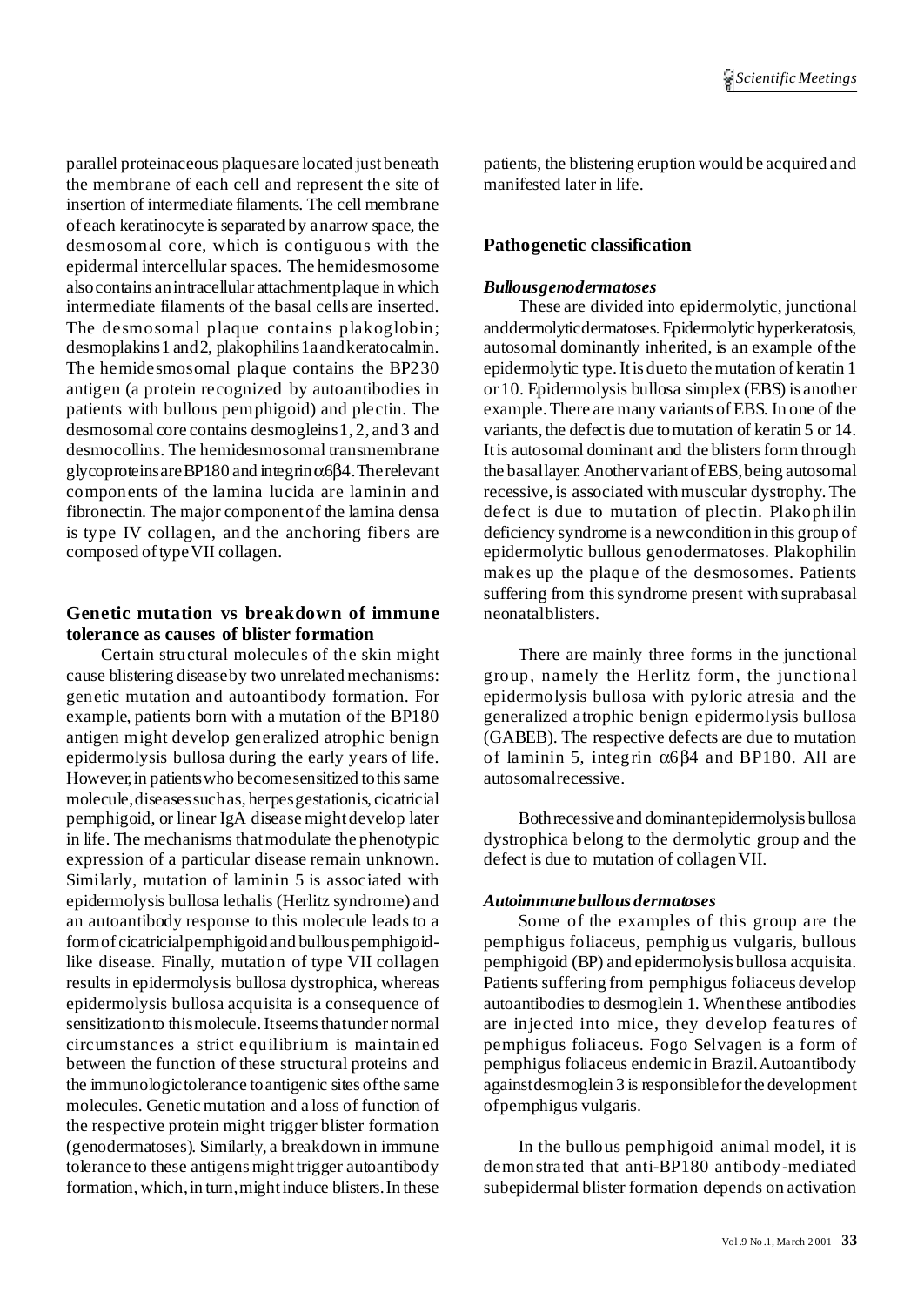parallel proteinaceous plaques are located just beneath the membrane of each cell and represent the site of insertion of intermediate filaments. The cell membrane of each keratinocyte is separated by a narrow space, the desmosomal core, which is contiguous with the epidermal intercellular spaces. The hemidesmosome also contains an intracellular attachment plaque in which intermediate filaments of the basal cells are inserted. The desmosomal plaque contains plakoglobin; desmoplakins 1 and 2, plakophilins 1a and keratocalmin. The hemidesmosomal plaque contains the BP230 antigen (a protein recognized by autoantibodies in patients with bullous pemphigoid) and plectin. The desmosomal core contains desmogleins 1, 2, and 3 and desmocollins. The hemidesmosomal transmembrane glycoproteins are BP180 and integrin $\alpha 6\beta 4$. The relevant components of the lamina lucida are laminin and fibronectin. The major component of the lamina densa is type IV collagen, and the anchoring fibers are composed of type VII collagen.

## Genetic mutation vs breakdown of immune tolerance as causes of blister formation

Certain structural molecules of the skin might cause blistering disease by two unrelated mechanisms: genetic mutation and autoantibody formation. For example, patients born with a mutation of the BP180 antigen might develop generalized atrophic benign epidermolysis bullosa during the early years of life. However, in patients who become sensitized to this same molecule, diseases such as, herpes gestationis, cicatricial pemphigoid, or linear IgA disease might develop later in life. The mechanisms that modulate the phenotypic expression of a particular disease remain unknown. Similarly, mutation of laminin 5 is associated with epidermolysis bullosa lethalis (Herlitz syndrome) and an autoantibody response to this molecule leads to a form of cicatricial pemphigoid and bullous pemphigoid-like disease. Finally, mutation of type VII collagen results in epidermolysis bullosa dystrophica, whereas epidermolysis bullosa acquisita is a consequence of sensitization to this molecule. It seems that under normal circumstances a strict equilibrium is maintained between the function of these structural proteins and the immunologic tolerance to antigenic sites of the same molecules. Genetic mutation and a loss of function of the respective protein might trigger blister formation (genodermatoses). Similarly, a breakdown in immune tolerance to these antigens might trigger autoantibody formation, which, in turn, might induce blisters. In these patients, the blistering eruption would be acquired and manifested later in life.

## Pathogenetic classification

### *Bullous genodermatoses*

These are divided into epidermolytic, junctional and dermolytic dermatoses. Epidermolytic hyperkeratosis, autosomal dominantly inherited, is an example of the epidermolytic type. It is due to the mutation of keratin 1 or 10. Epidermolysis bullosa simplex (EBS) is another example. There are many variants of EBS. In one of the variants, the defect is due to mutation of keratin 5 or 14. It is autosomal dominant and the blisters form through the basal layer. Another variant of EBS, being autosomal recessive, is associated with muscular dystrophy. The defect is due to mutation of plectin. Plakophilin deficiency syndrome is a new condition in this group of epidermolytic bullous genodermatoses. Plakophilin makes up the plaque of the desmosomes. Patients suffering from this syndrome present with suprabasal neonatal blisters.

There are mainly three forms in the junctional group, namely the Herlitz form, the junctional epidermolysis bullosa with pyloric atresia and the generalized atrophic benign epidermolysis bullosa (GABEB). The respective defects are due to mutation of laminin 5, integrin $\alpha 6\beta 4$ and BP180. All are autosomal recessive.

Both recessive and dominant epidermolysis bullosa dystrophica belong to the dermolytic group and the defect is due to mutation of collagen VII.

### *Autoimmune bullous dermatoses*

Some of the examples of this group are the pemphigus foliaceus, pemphigus vulgaris, bullous pemphigoid (BP) and epidermolysis bullosa acquisita. Patients suffering from pemphigus foliaceus develop autoantibodies to desmoglein 1. When these antibodies are injected into mice, they develop features of pemphigus foliaceus. Fogo Selvagen is a form of pemphigus foliaceus endemic in Brazil. Autoantibody against desmoglein 3 is responsible for the development of pemphigus vulgaris.

In the bullous pemphigoid animal model, it is demonstrated that anti-BP180 antibody-mediated subepidermal blister formation depends on activation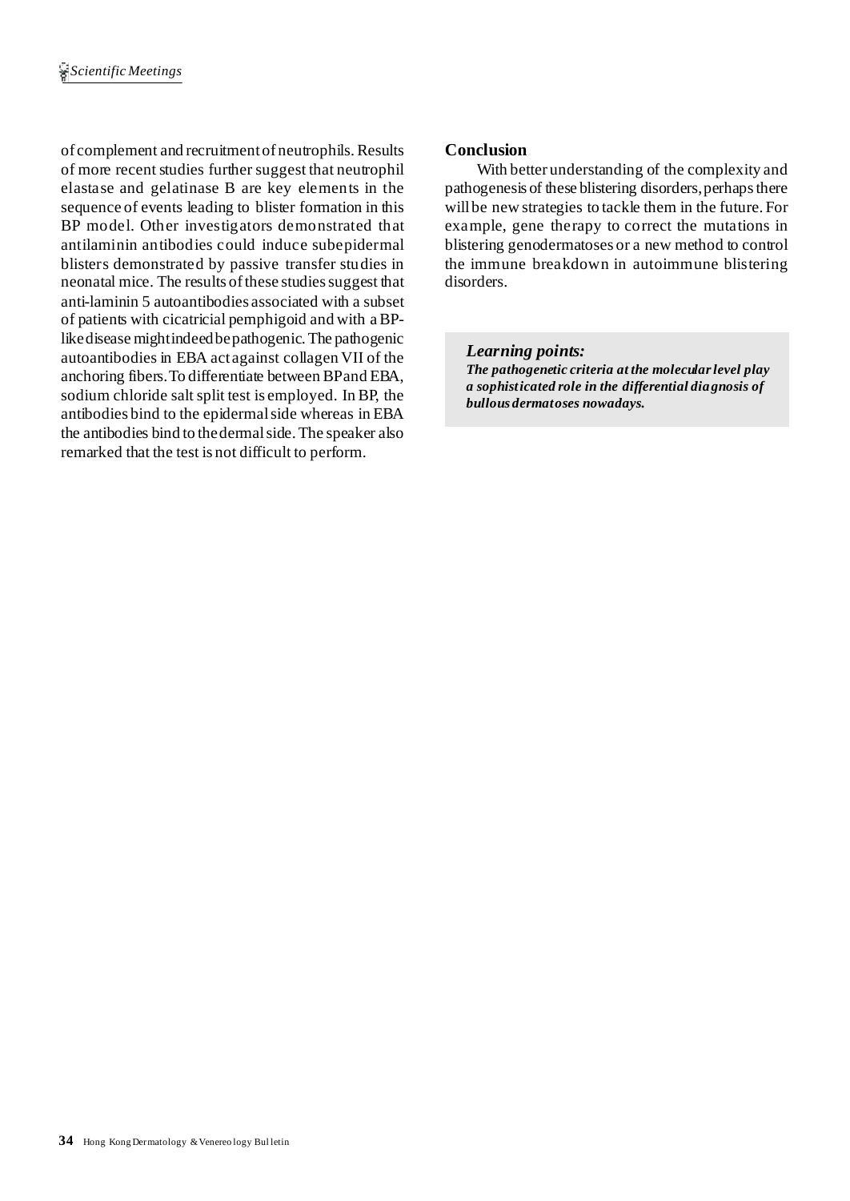of complement and recruitment of neutrophils. Results of more recent studies further suggest that neutrophil elastase and gelatinase B are key elements in the sequence of events leading to blister formation in this BP model. Other investigators demonstrated that antilaminin antibodies could induce subepidermal blisters demonstrated by passive transfer studies in neonatal mice. The results of these studies suggest that anti-laminin 5 autoantibodies associated with a subset of patients with cicatricial pemphigoid and with a BP-like disease might indeed be pathogenic. The pathogenic autoantibodies in EBA act against collagen VII of the anchoring fibers. To differentiate between BP and EBA, sodium chloride salt split test is employed. In BP, the antibodies bind to the epidermal side whereas in EBA the antibodies bind to the dermal side. The speaker also remarked that the test is not difficult to perform.

## Conclusion

With better understanding of the complexity and pathogenesis of these blistering disorders, perhaps there will be new strategies to tackle them in the future. For example, gene therapy to correct the mutations in blistering genodermatoses or a new method to control the immune breakdown in autoimmune blistering disorders.

> ***Learning points:***
> ***The pathogenetic criteria at the molecular level play a sophisticated role in the differential diagnosis of bullous dermatoses nowadays.***